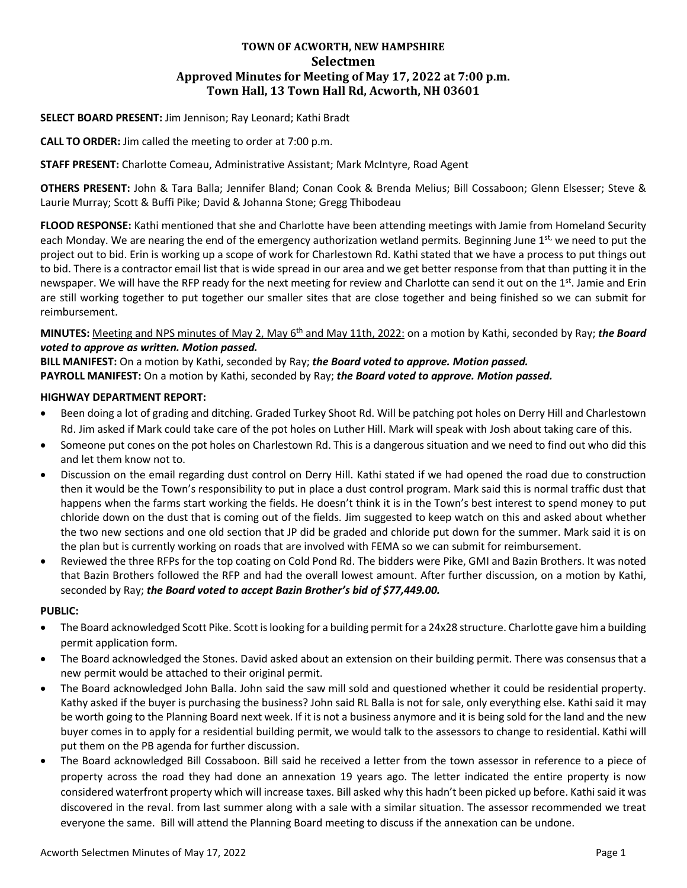**TOWN OF ACWORTH, NEW HAMPSHIRE**
**Selectmen**
**Approved Minutes for Meeting of May 17, 2022 at 7:00 p.m.**
**Town Hall, 13 Town Hall Rd, Acworth, NH 03601**

**SELECT BOARD PRESENT:** Jim Jennison; Ray Leonard; Kathi Bradt

**CALL TO ORDER:** Jim called the meeting to order at 7:00 p.m.

**STAFF PRESENT:** Charlotte Comeau, Administrative Assistant; Mark McIntyre, Road Agent

**OTHERS PRESENT:** John & Tara Balla; Jennifer Bland; Conan Cook & Brenda Melius; Bill Cossaboon; Glenn Elsesser; Steve & Laurie Murray; Scott & Buffi Pike; David & Johanna Stone; Gregg Thibodeau

**FLOOD RESPONSE:** Kathi mentioned that she and Charlotte have been attending meetings with Jamie from Homeland Security each Monday. We are nearing the end of the emergency authorization wetland permits. Beginning June 1st, we need to put the project out to bid. Erin is working up a scope of work for Charlestown Rd. Kathi stated that we have a process to put things out to bid. There is a contractor email list that is wide spread in our area and we get better response from that than putting it in the newspaper. We will have the RFP ready for the next meeting for review and Charlotte can send it out on the 1st. Jamie and Erin are still working together to put together our smaller sites that are close together and being finished so we can submit for reimbursement.

**MINUTES:** Meeting and NPS minutes of May 2, May 6th and May 11th, 2022: on a motion by Kathi, seconded by Ray; ***the Board voted to approve as written. Motion passed.***

**BILL MANIFEST:** On a motion by Kathi, seconded by Ray; ***the Board voted to approve. Motion passed.***

**PAYROLL MANIFEST:** On a motion by Kathi, seconded by Ray; ***the Board voted to approve. Motion passed.***

**HIGHWAY DEPARTMENT REPORT:**

- Been doing a lot of grading and ditching. Graded Turkey Shoot Rd. Will be patching pot holes on Derry Hill and Charlestown Rd. Jim asked if Mark could take care of the pot holes on Luther Hill. Mark will speak with Josh about taking care of this.
- Someone put cones on the pot holes on Charlestown Rd. This is a dangerous situation and we need to find out who did this and let them know not to.
- Discussion on the email regarding dust control on Derry Hill. Kathi stated if we had opened the road due to construction then it would be the Town's responsibility to put in place a dust control program. Mark said this is normal traffic dust that happens when the farms start working the fields. He doesn't think it is in the Town's best interest to spend money to put chloride down on the dust that is coming out of the fields. Jim suggested to keep watch on this and asked about whether the two new sections and one old section that JP did be graded and chloride put down for the summer. Mark said it is on the plan but is currently working on roads that are involved with FEMA so we can submit for reimbursement.
- Reviewed the three RFPs for the top coating on Cold Pond Rd. The bidders were Pike, GMI and Bazin Brothers. It was noted that Bazin Brothers followed the RFP and had the overall lowest amount. After further discussion, on a motion by Kathi, seconded by Ray; ***the Board voted to accept Bazin Brother's bid of $77,449.00.***

**PUBLIC:**

- The Board acknowledged Scott Pike. Scott is looking for a building permit for a 24x28 structure. Charlotte gave him a building permit application form.
- The Board acknowledged the Stones. David asked about an extension on their building permit. There was consensus that a new permit would be attached to their original permit.
- The Board acknowledged John Balla. John said the saw mill sold and questioned whether it could be residential property. Kathy asked if the buyer is purchasing the business? John said RL Balla is not for sale, only everything else. Kathi said it may be worth going to the Planning Board next week. If it is not a business anymore and it is being sold for the land and the new buyer comes in to apply for a residential building permit, we would talk to the assessors to change to residential. Kathi will put them on the PB agenda for further discussion.
- The Board acknowledged Bill Cossaboon. Bill said he received a letter from the town assessor in reference to a piece of property across the road they had done an annexation 19 years ago. The letter indicated the entire property is now considered waterfront property which will increase taxes. Bill asked why this hadn't been picked up before. Kathi said it was discovered in the reval. from last summer along with a sale with a similar situation. The assessor recommended we treat everyone the same. Bill will attend the Planning Board meeting to discuss if the annexation can be undone.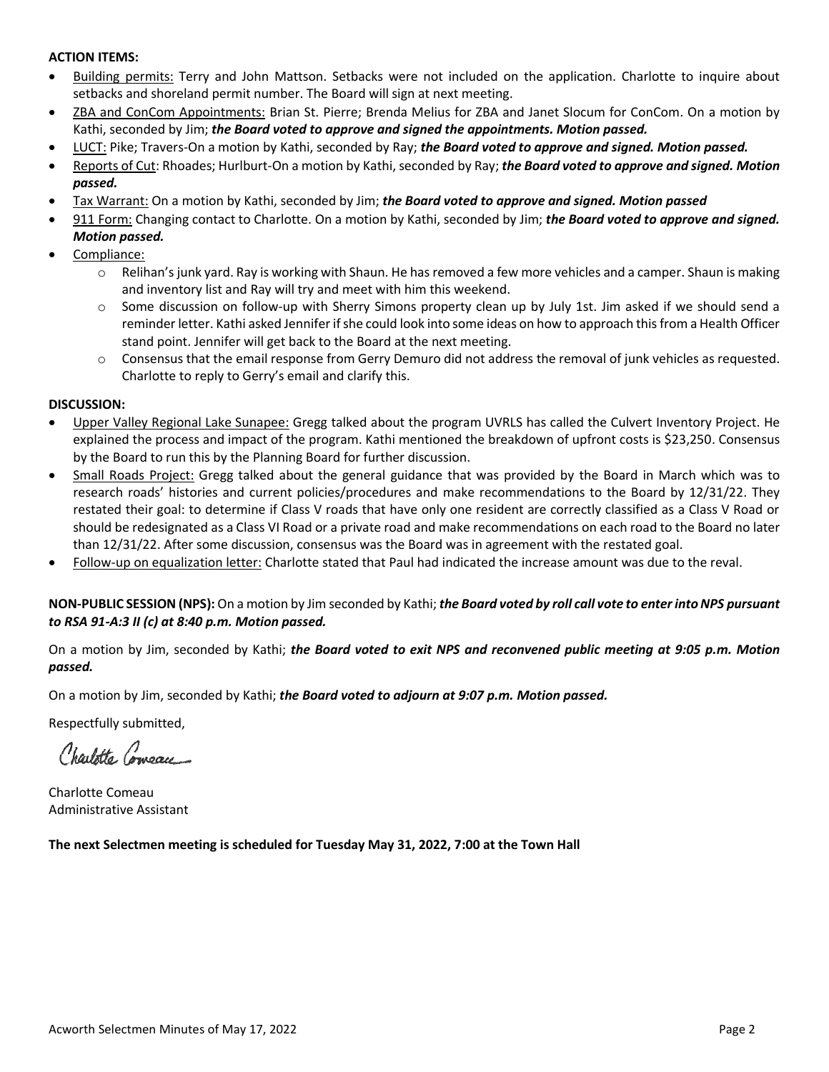**ACTION ITEMS:**

- Building permits: Terry and John Mattson. Setbacks were not included on the application. Charlotte to inquire about setbacks and shoreland permit number. The Board will sign at next meeting.
- ZBA and ConCom Appointments: Brian St. Pierre; Brenda Melius for ZBA and Janet Slocum for ConCom. On a motion by Kathi, seconded by Jim; ***the Board voted to approve and signed the appointments. Motion passed.***
- LUCT: Pike; Travers-On a motion by Kathi, seconded by Ray; ***the Board voted to approve and signed. Motion passed.***
- Reports of Cut: Rhoades; Hurlburt-On a motion by Kathi, seconded by Ray; ***the Board voted to approve and signed. Motion passed.***
- Tax Warrant: On a motion by Kathi, seconded by Jim; ***the Board voted to approve and signed. Motion passed***
- 911 Form: Changing contact to Charlotte. On a motion by Kathi, seconded by Jim; ***the Board voted to approve and signed. Motion passed.***
- Compliance:
  - Relihan's junk yard. Ray is working with Shaun. He has removed a few more vehicles and a camper. Shaun is making and inventory list and Ray will try and meet with him this weekend.
  - Some discussion on follow-up with Sherry Simons property clean up by July 1st. Jim asked if we should send a reminder letter. Kathi asked Jennifer if she could look into some ideas on how to approach this from a Health Officer stand point. Jennifer will get back to the Board at the next meeting.
  - Consensus that the email response from Gerry Demuro did not address the removal of junk vehicles as requested. Charlotte to reply to Gerry's email and clarify this.

**DISCUSSION:**

- Upper Valley Regional Lake Sunapee: Gregg talked about the program UVRLS has called the Culvert Inventory Project. He explained the process and impact of the program. Kathi mentioned the breakdown of upfront costs is $23,250. Consensus by the Board to run this by the Planning Board for further discussion.
- Small Roads Project: Gregg talked about the general guidance that was provided by the Board in March which was to research roads' histories and current policies/procedures and make recommendations to the Board by 12/31/22. They restated their goal: to determine if Class V roads that have only one resident are correctly classified as a Class V Road or should be redesignated as a Class VI Road or a private road and make recommendations on each road to the Board no later than 12/31/22. After some discussion, consensus was the Board was in agreement with the restated goal.
- Follow-up on equalization letter: Charlotte stated that Paul had indicated the increase amount was due to the reval.

**NON-PUBLIC SESSION (NPS):** On a motion by Jim seconded by Kathi; ***the Board voted by roll call vote to enter into NPS pursuant to RSA 91-A:3 II (c) at 8:40 p.m. Motion passed.***

On a motion by Jim, seconded by Kathi; ***the Board voted to exit NPS and reconvened public meeting at 9:05 p.m. Motion passed.***

On a motion by Jim, seconded by Kathi; ***the Board voted to adjourn at 9:07 p.m. Motion passed.***

Respectfully submitted,

Charlotte Comeau

Charlotte Comeau
Administrative Assistant

**The next Selectmen meeting is scheduled for Tuesday May 31, 2022, 7:00 at the Town Hall**